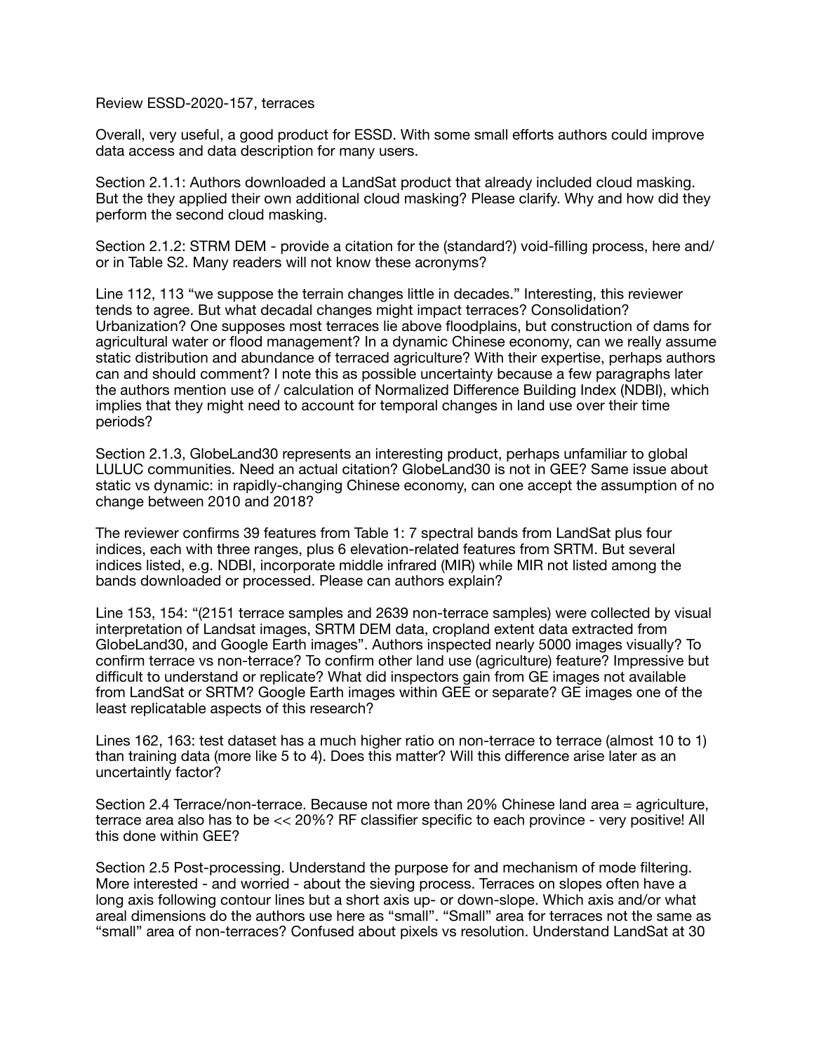Review ESSD-2020-157, terraces

Overall, very useful, a good product for ESSD. With some small efforts authors could improve data access and data description for many users.

Section 2.1.1: Authors downloaded a LandSat product that already included cloud masking. But the they applied their own additional cloud masking? Please clarify. Why and how did they perform the second cloud masking.

Section 2.1.2: STRM DEM - provide a citation for the (standard?) void-filling process, here and/or in Table S2. Many readers will not know these acronyms?

Line 112, 113 “we suppose the terrain changes little in decades.” Interesting, this reviewer tends to agree. But what decadal changes might impact terraces? Consolidation? Urbanization? One supposes most terraces lie above floodplains, but construction of dams for agricultural water or flood management? In a dynamic Chinese economy, can we really assume static distribution and abundance of terraced agriculture? With their expertise, perhaps authors can and should comment? I note this as possible uncertainty because a few paragraphs later the authors mention use of / calculation of Normalized Difference Building Index (NDBI), which implies that they might need to account for temporal changes in land use over their time periods?

Section 2.1.3, GlobeLand30 represents an interesting product, perhaps unfamiliar to global LULUC communities. Need an actual citation? GlobeLand30 is not in GEE? Same issue about static vs dynamic: in rapidly-changing Chinese economy, can one accept the assumption of no change between 2010 and 2018?

The reviewer confirms 39 features from Table 1: 7 spectral bands from LandSat plus four indices, each with three ranges, plus 6 elevation-related features from SRTM. But several indices listed, e.g. NDBI, incorporate middle infrared (MIR) while MIR not listed among the bands downloaded or processed. Please can authors explain?

Line 153, 154: “(2151 terrace samples and 2639 non-terrace samples) were collected by visual interpretation of Landsat images, SRTM DEM data, cropland extent data extracted from GlobeLand30, and Google Earth images”. Authors inspected nearly 5000 images visually? To confirm terrace vs non-terrace? To confirm other land use (agriculture) feature? Impressive but difficult to understand or replicate? What did inspectors gain from GE images not available from LandSat or SRTM? Google Earth images within GEE or separate? GE images one of the least replicatable aspects of this research?

Lines 162, 163: test dataset has a much higher ratio on non-terrace to terrace (almost 10 to 1) than training data (more like 5 to 4). Does this matter? Will this difference arise later as an uncertaintly factor?

Section 2.4 Terrace/non-terrace. Because not more than 20% Chinese land area = agriculture, terrace area also has to be << 20%? RF classifier specific to each province - very positive! All this done within GEE?

Section 2.5 Post-processing. Understand the purpose for and mechanism of mode filtering. More interested - and worried - about the sieving process. Terraces on slopes often have a long axis following contour lines but a short axis up- or down-slope. Which axis and/or what areal dimensions do the authors use here as “small”. “Small” area for terraces not the same as “small” area of non-terraces? Confused about pixels vs resolution. Understand LandSat at 30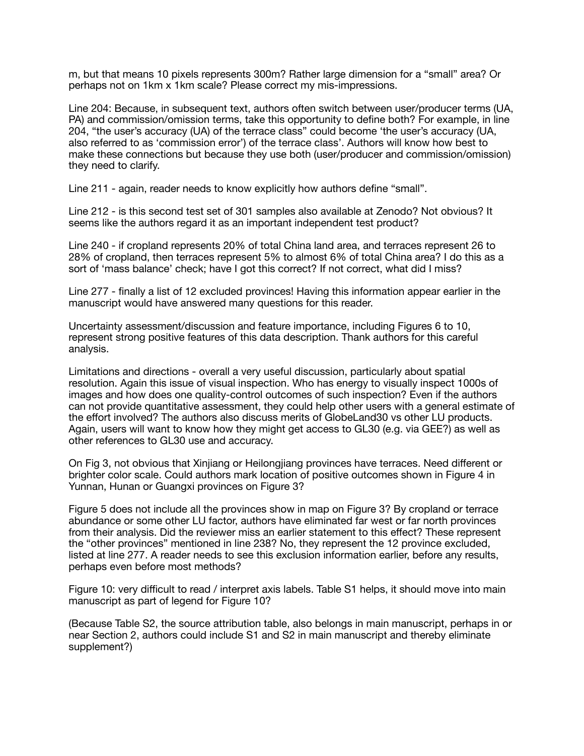m, but that means 10 pixels represents 300m? Rather large dimension for a "small" area? Or perhaps not on 1km x 1km scale? Please correct my mis-impressions.

Line 204: Because, in subsequent text, authors often switch between user/producer terms (UA, PA) and commission/omission terms, take this opportunity to define both? For example, in line 204, "the user's accuracy (UA) of the terrace class" could become 'the user's accuracy (UA, also referred to as 'commission error') of the terrace class'. Authors will know how best to make these connections but because they use both (user/producer and commission/omission) they need to clarify.

Line 211 - again, reader needs to know explicitly how authors define "small".

Line 212 - is this second test set of 301 samples also available at Zenodo? Not obvious? It seems like the authors regard it as an important independent test product?

Line 240 - if cropland represents 20% of total China land area, and terraces represent 26 to 28% of cropland, then terraces represent 5% to almost 6% of total China area? I do this as a sort of 'mass balance' check; have I got this correct? If not correct, what did I miss?

Line 277 - finally a list of 12 excluded provinces! Having this information appear earlier in the manuscript would have answered many questions for this reader.

Uncertainty assessment/discussion and feature importance, including Figures 6 to 10, represent strong positive features of this data description. Thank authors for this careful analysis.

Limitations and directions - overall a very useful discussion, particularly about spatial resolution. Again this issue of visual inspection. Who has energy to visually inspect 1000s of images and how does one quality-control outcomes of such inspection? Even if the authors can not provide quantitative assessment, they could help other users with a general estimate of the effort involved? The authors also discuss merits of GlobeLand30 vs other LU products. Again, users will want to know how they might get access to GL30 (e.g. via GEE?) as well as other references to GL30 use and accuracy.

On Fig 3, not obvious that Xinjiang or Heilongjiang provinces have terraces. Need different or brighter color scale. Could authors mark location of positive outcomes shown in Figure 4 in Yunnan, Hunan or Guangxi provinces on Figure 3?

Figure 5 does not include all the provinces show in map on Figure 3? By cropland or terrace abundance or some other LU factor, authors have eliminated far west or far north provinces from their analysis. Did the reviewer miss an earlier statement to this effect? These represent the "other provinces" mentioned in line 238? No, they represent the 12 province excluded, listed at line 277. A reader needs to see this exclusion information earlier, before any results, perhaps even before most methods?

Figure 10: very difficult to read / interpret axis labels. Table S1 helps, it should move into main manuscript as part of legend for Figure 10?

(Because Table S2, the source attribution table, also belongs in main manuscript, perhaps in or near Section 2, authors could include S1 and S2 in main manuscript and thereby eliminate supplement?)